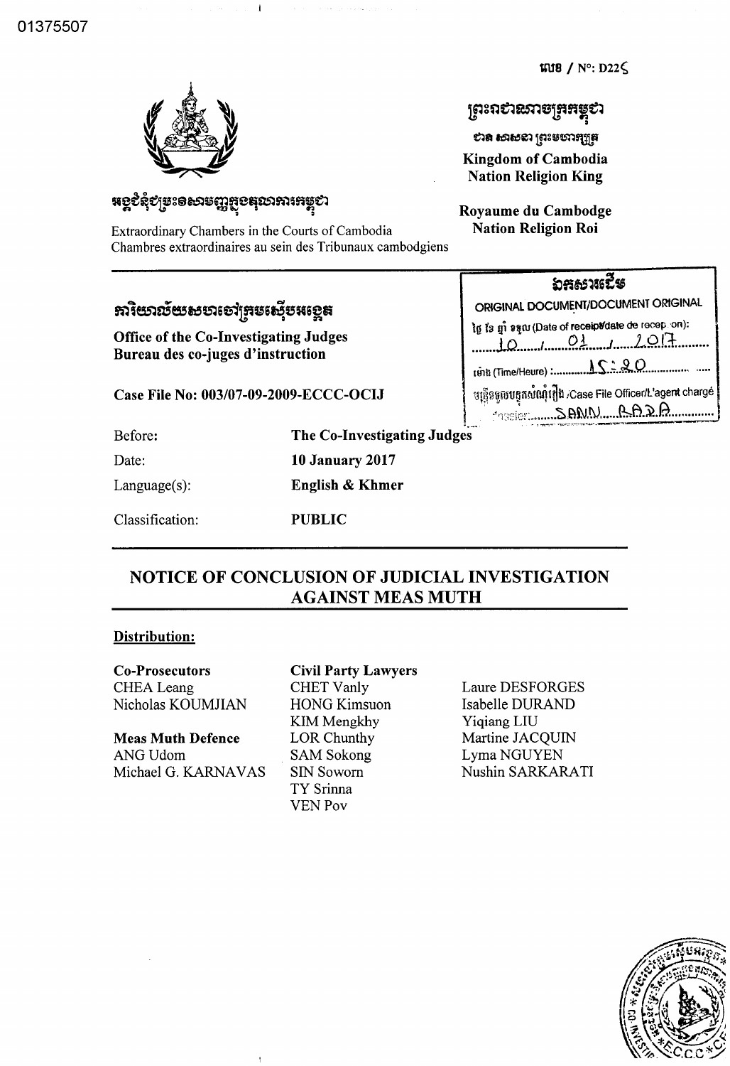01375507

លេខ / N°: D226

ព្រះរាជាណាចក្រកម្ពុជា

ជាតិ សាសនា ព្រះមហាក្សត្រ

**Kingdom of Cambodia**
**Nation Religion King**

**Royaume du Cambodge**
**Nation Religion Roi**

អង្គជំនុំជម្រះវិសាមញ្ញក្នុងតុលាការកម្ពុជា

Extraordinary Chambers in the Courts of Cambodia
Chambres extraordinaires au sein des Tribunaux cambodgiens

ឯកសារដើម

ORIGINAL DOCUMENT/DOCUMENT ORIGINAL

ថ្ងៃ ខែ ឆ្នាំ ទទួល (Date of receipt/date de reception): 10 / 01 / 2017

ម៉ោង (Time/Heure): 15:20

មន្ត្រីទទួលបន្ទុកសំណុំរឿង /Case File Officer/L'agent chargé du dossier: SANN RADA

ការិយាល័យសហចៅក្រមស៊ើបអង្កេត

**Office of the Co-Investigating Judges**
**Bureau des co-juges d'instruction**

**Case File No: 003/07-09-2009-ECCC-OCIJ**

| | |
|---|---|
| Before: | **The Co-Investigating Judges** |
| Date: | **10 January 2017** |
| Language(s): | **English & Khmer** |
| Classification: | **PUBLIC** |

## NOTICE OF CONCLUSION OF JUDICIAL INVESTIGATION AGAINST MEAS MUTH

**Distribution:**

**Co-Prosecutors**
CHEA Leang
Nicholas KOUMJIAN

**Meas Muth Defence**
ANG Udom
Michael G. KARNAVAS

**Civil Party Lawyers**
CHET Vanly
HONG Kimsuon
KIM Mengkhy
LOR Chunthy
SAM Sokong
SIN Soworn
TY Srinna
VEN Pov
Laure DESFORGES
Isabelle DURAND
Yiqiang LIU
Martine JACQUIN
Lyma NGUYEN
Nushin SARKARATI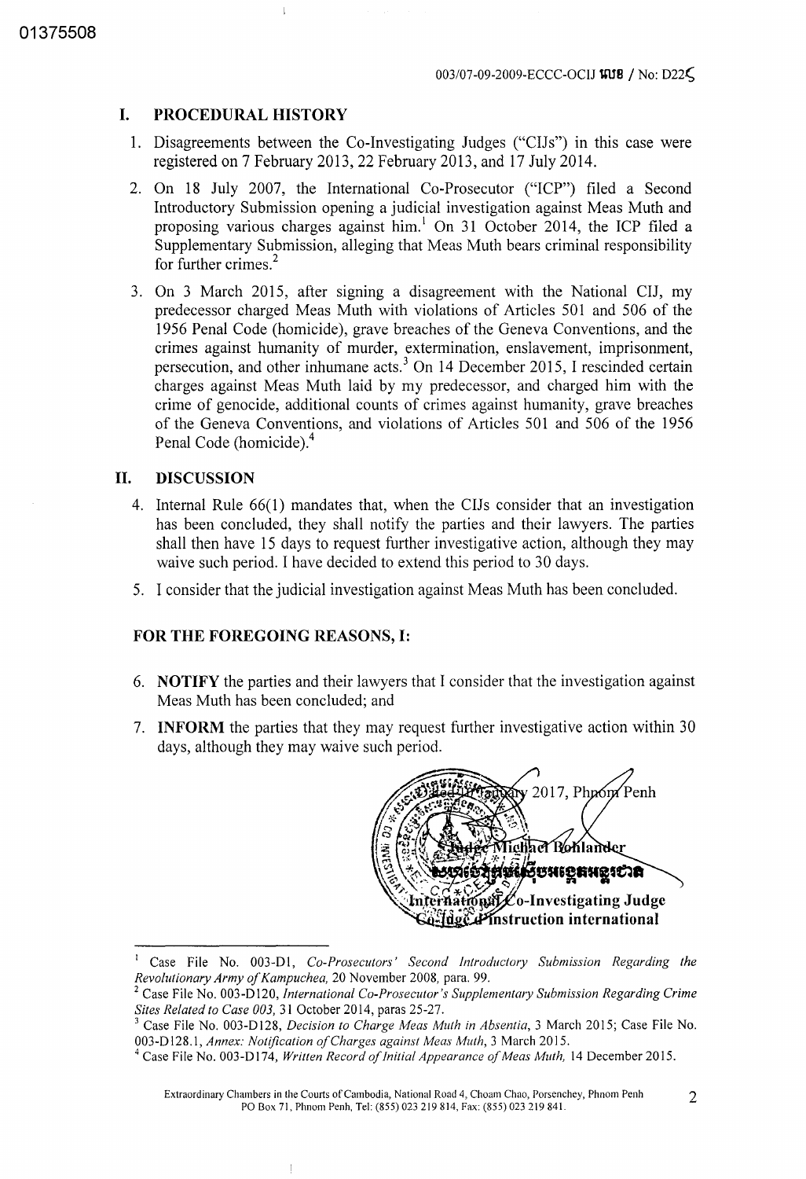## I. PROCEDURAL HISTORY

1. Disagreements between the Co-Investigating Judges ("CIJs") in this case were registered on 7 February 2013, 22 February 2013, and 17 July 2014.
2. On 18 July 2007, the International Co-Prosecutor ("ICP") filed a Second Introductory Submission opening a judicial investigation against Meas Muth and proposing various charges against him.[1] On 31 October 2014, the ICP filed a Supplementary Submission, alleging that Meas Muth bears criminal responsibility for further crimes.[2]
3. On 3 March 2015, after signing a disagreement with the National CIJ, my predecessor charged Meas Muth with violations of Articles 501 and 506 of the 1956 Penal Code (homicide), grave breaches of the Geneva Conventions, and the crimes against humanity of murder, extermination, enslavement, imprisonment, persecution, and other inhumane acts.[3] On 14 December 2015, I rescinded certain charges against Meas Muth laid by my predecessor, and charged him with the crime of genocide, additional counts of crimes against humanity, grave breaches of the Geneva Conventions, and violations of Articles 501 and 506 of the 1956 Penal Code (homicide).[4]

## II. DISCUSSION

4. Internal Rule 66(1) mandates that, when the CIJs consider that an investigation has been concluded, they shall notify the parties and their lawyers. The parties shall then have 15 days to request further investigative action, although they may waive such period. I have decided to extend this period to 30 days.
5. I consider that the judicial investigation against Meas Muth has been concluded.

**FOR THE FOREGOING REASONS, I:**

6. **NOTIFY** the parties and their lawyers that I consider that the investigation against Meas Muth has been concluded; and
7. **INFORM** the parties that they may request further investigative action within 30 days, although they may waive such period.

Dated [...] January 2017, Phnom Penh

Judge Michael Bohlander
International Co-Investigating Judge
Co-Juge d'instruction international

---

[1] Case File No. 003-D1, *Co-Prosecutors' Second Introductory Submission Regarding the Revolutionary Army of Kampuchea,* 20 November 2008, para. 99.

[2] Case File No. 003-D120, *International Co-Prosecutor's Supplementary Submission Regarding Crime Sites Related to Case 003,* 31 October 2014, paras 25-27.

[3] Case File No. 003-D128, *Decision to Charge Meas Muth in Absentia,* 3 March 2015; Case File No. 003-D128.1, *Annex: Notification of Charges against Meas Muth,* 3 March 2015.

[4] Case File No. 003-D174, *Written Record of Initial Appearance of Meas Muth,* 14 December 2015.